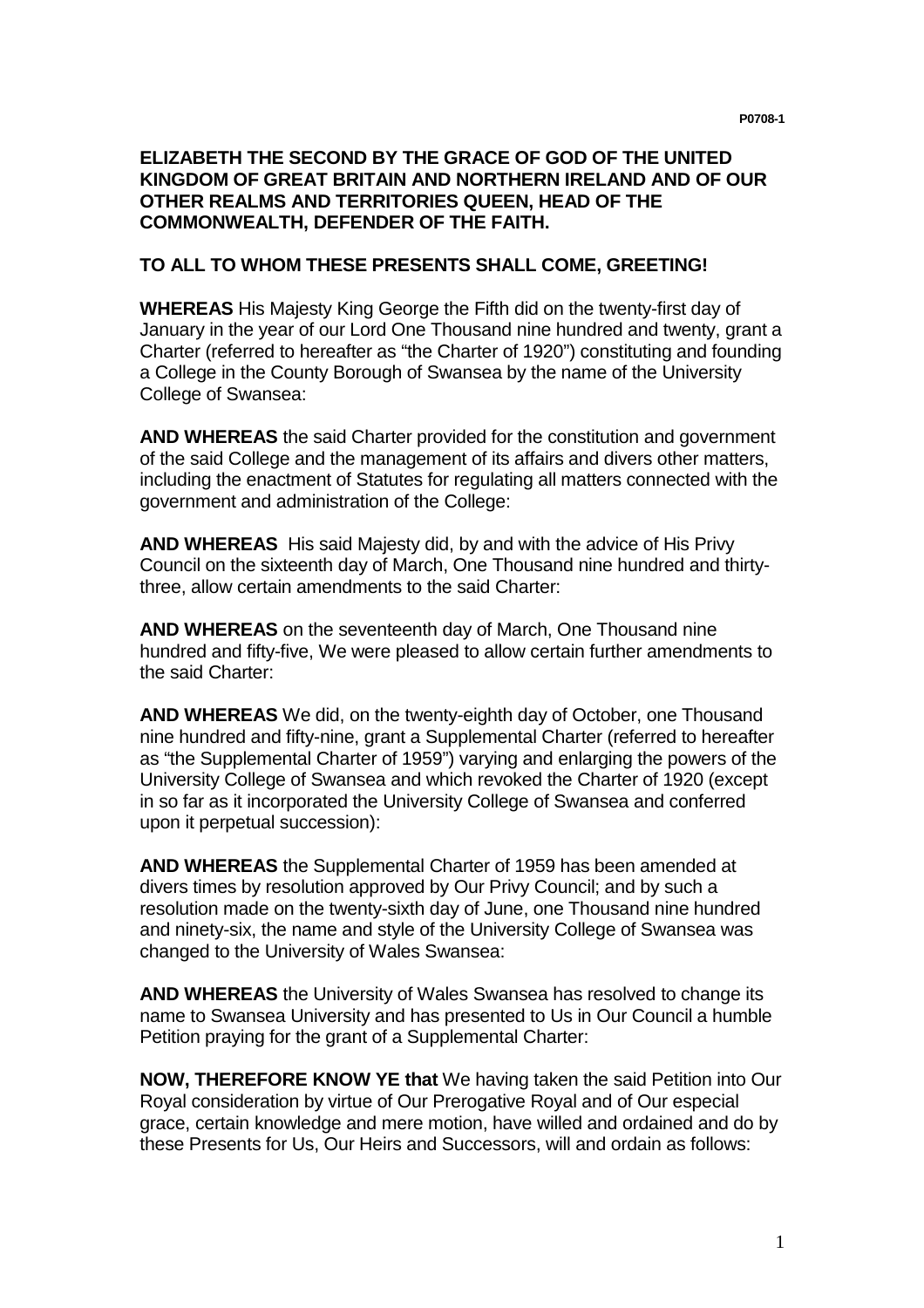**ELIZABETH THE SECOND BY THE GRACE OF GOD OF THE UNITED KINGDOM OF GREAT BRITAIN AND NORTHERN IRELAND AND OF OUR OTHER REALMS AND TERRITORIES QUEEN, HEAD OF THE COMMONWEALTH, DEFENDER OF THE FAITH.**

**TO ALL TO WHOM THESE PRESENTS SHALL COME, GREETING!**

**WHEREAS** His Majesty King George the Fifth did on the twenty-first day of January in the year of our Lord One Thousand nine hundred and twenty, grant a Charter (referred to hereafter as "the Charter of 1920") constituting and founding a College in the County Borough of Swansea by the name of the University College of Swansea:

**AND WHEREAS** the said Charter provided for the constitution and government of the said College and the management of its affairs and divers other matters, including the enactment of Statutes for regulating all matters connected with the government and administration of the College:

**AND WHEREAS** His said Majesty did, by and with the advice of His Privy Council on the sixteenth day of March, One Thousand nine hundred and thirty-three, allow certain amendments to the said Charter:

**AND WHEREAS** on the seventeenth day of March, One Thousand nine hundred and fifty-five, We were pleased to allow certain further amendments to the said Charter:

**AND WHEREAS** We did, on the twenty-eighth day of October, one Thousand nine hundred and fifty-nine, grant a Supplemental Charter (referred to hereafter as "the Supplemental Charter of 1959") varying and enlarging the powers of the University College of Swansea and which revoked the Charter of 1920 (except in so far as it incorporated the University College of Swansea and conferred upon it perpetual succession):

**AND WHEREAS** the Supplemental Charter of 1959 has been amended at divers times by resolution approved by Our Privy Council; and by such a resolution made on the twenty-sixth day of June, one Thousand nine hundred and ninety-six, the name and style of the University College of Swansea was changed to the University of Wales Swansea:

**AND WHEREAS** the University of Wales Swansea has resolved to change its name to Swansea University and has presented to Us in Our Council a humble Petition praying for the grant of a Supplemental Charter:

**NOW, THEREFORE KNOW YE that** We having taken the said Petition into Our Royal consideration by virtue of Our Prerogative Royal and of Our especial grace, certain knowledge and mere motion, have willed and ordained and do by these Presents for Us, Our Heirs and Successors, will and ordain as follows: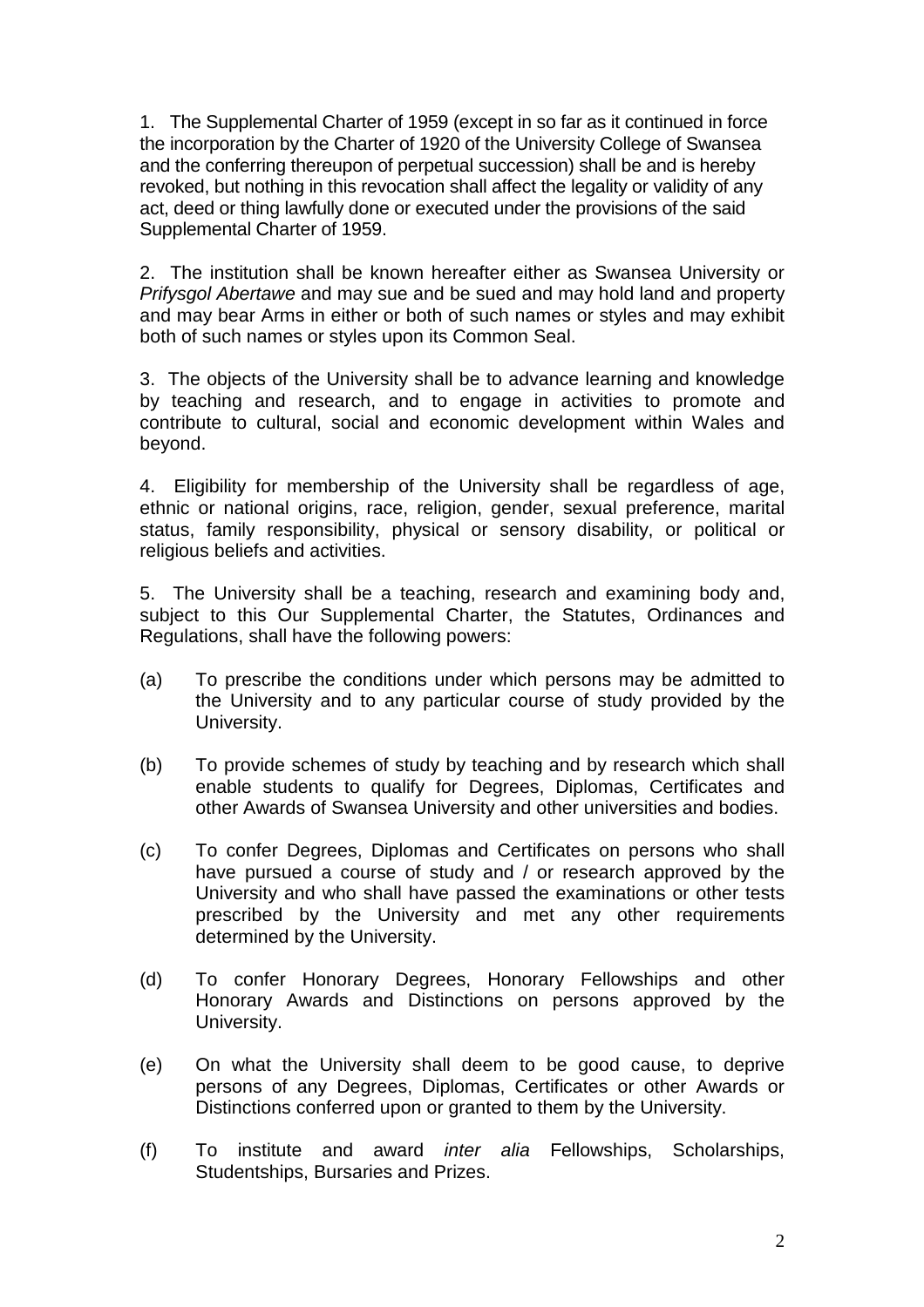1. The Supplemental Charter of 1959 (except in so far as it continued in force the incorporation by the Charter of 1920 of the University College of Swansea and the conferring thereupon of perpetual succession) shall be and is hereby revoked, but nothing in this revocation shall affect the legality or validity of any act, deed or thing lawfully done or executed under the provisions of the said Supplemental Charter of 1959.

2. The institution shall be known hereafter either as Swansea University or *Prifysgol Abertawe* and may sue and be sued and may hold land and property and may bear Arms in either or both of such names or styles and may exhibit both of such names or styles upon its Common Seal.

3. The objects of the University shall be to advance learning and knowledge by teaching and research, and to engage in activities to promote and contribute to cultural, social and economic development within Wales and beyond.

4. Eligibility for membership of the University shall be regardless of age, ethnic or national origins, race, religion, gender, sexual preference, marital status, family responsibility, physical or sensory disability, or political or religious beliefs and activities.

5. The University shall be a teaching, research and examining body and, subject to this Our Supplemental Charter, the Statutes, Ordinances and Regulations, shall have the following powers:

(a) To prescribe the conditions under which persons may be admitted to the University and to any particular course of study provided by the University.

(b) To provide schemes of study by teaching and by research which shall enable students to qualify for Degrees, Diplomas, Certificates and other Awards of Swansea University and other universities and bodies.

(c) To confer Degrees, Diplomas and Certificates on persons who shall have pursued a course of study and / or research approved by the University and who shall have passed the examinations or other tests prescribed by the University and met any other requirements determined by the University.

(d) To confer Honorary Degrees, Honorary Fellowships and other Honorary Awards and Distinctions on persons approved by the University.

(e) On what the University shall deem to be good cause, to deprive persons of any Degrees, Diplomas, Certificates or other Awards or Distinctions conferred upon or granted to them by the University.

(f) To institute and award *inter alia* Fellowships, Scholarships, Studentships, Bursaries and Prizes.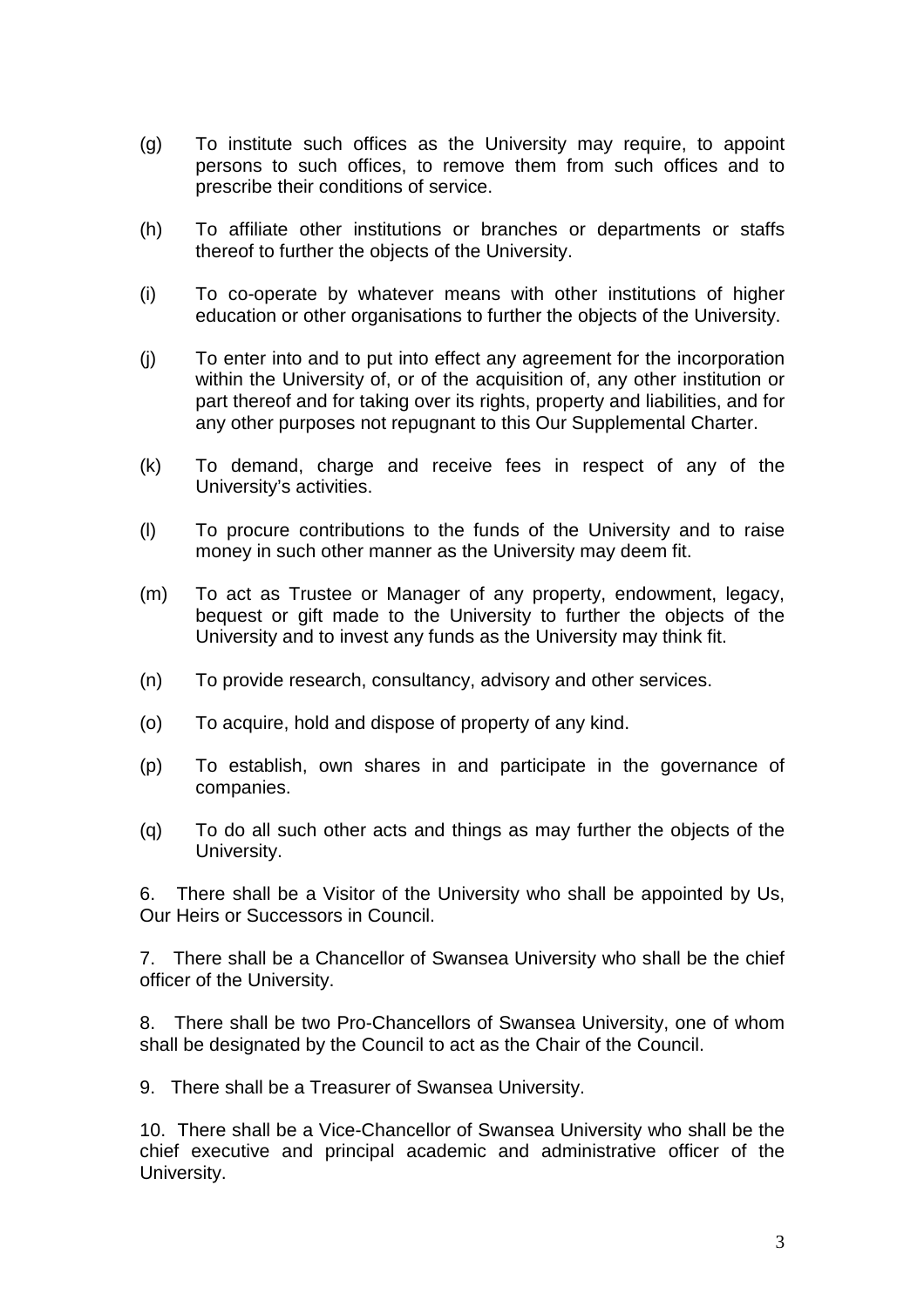(g) To institute such offices as the University may require, to appoint persons to such offices, to remove them from such offices and to prescribe their conditions of service.

(h) To affiliate other institutions or branches or departments or staffs thereof to further the objects of the University.

(i) To co-operate by whatever means with other institutions of higher education or other organisations to further the objects of the University.

(j) To enter into and to put into effect any agreement for the incorporation within the University of, or of the acquisition of, any other institution or part thereof and for taking over its rights, property and liabilities, and for any other purposes not repugnant to this Our Supplemental Charter.

(k) To demand, charge and receive fees in respect of any of the University's activities.

(l) To procure contributions to the funds of the University and to raise money in such other manner as the University may deem fit.

(m) To act as Trustee or Manager of any property, endowment, legacy, bequest or gift made to the University to further the objects of the University and to invest any funds as the University may think fit.

(n) To provide research, consultancy, advisory and other services.

(o) To acquire, hold and dispose of property of any kind.

(p) To establish, own shares in and participate in the governance of companies.

(q) To do all such other acts and things as may further the objects of the University.

6. There shall be a Visitor of the University who shall be appointed by Us, Our Heirs or Successors in Council.

7. There shall be a Chancellor of Swansea University who shall be the chief officer of the University.

8. There shall be two Pro-Chancellors of Swansea University, one of whom shall be designated by the Council to act as the Chair of the Council.

9. There shall be a Treasurer of Swansea University.

10. There shall be a Vice-Chancellor of Swansea University who shall be the chief executive and principal academic and administrative officer of the University.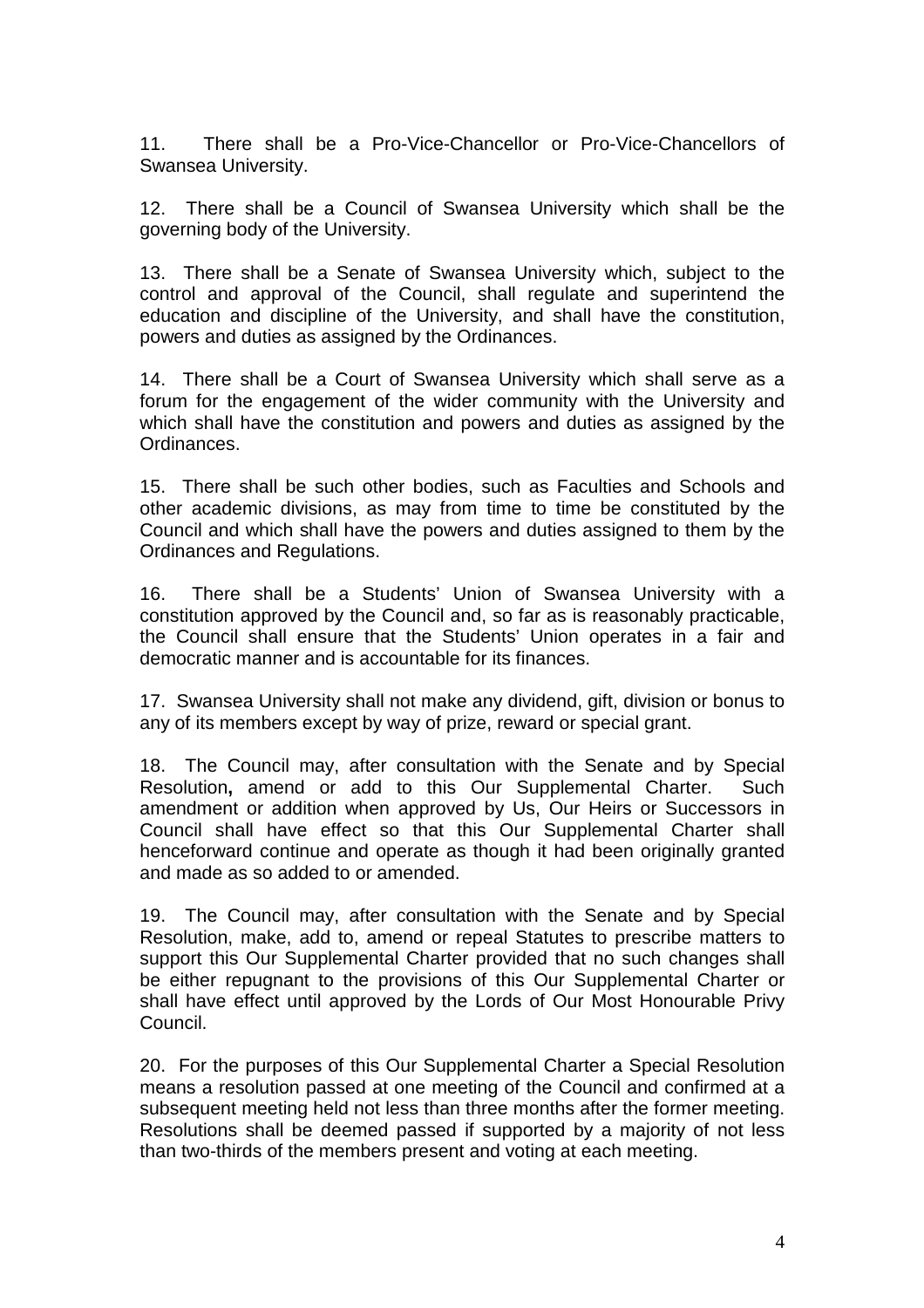11. There shall be a Pro-Vice-Chancellor or Pro-Vice-Chancellors of Swansea University.

12. There shall be a Council of Swansea University which shall be the governing body of the University.

13. There shall be a Senate of Swansea University which, subject to the control and approval of the Council, shall regulate and superintend the education and discipline of the University, and shall have the constitution, powers and duties as assigned by the Ordinances.

14. There shall be a Court of Swansea University which shall serve as a forum for the engagement of the wider community with the University and which shall have the constitution and powers and duties as assigned by the Ordinances.

15. There shall be such other bodies, such as Faculties and Schools and other academic divisions, as may from time to time be constituted by the Council and which shall have the powers and duties assigned to them by the Ordinances and Regulations.

16. There shall be a Students' Union of Swansea University with a constitution approved by the Council and, so far as is reasonably practicable, the Council shall ensure that the Students' Union operates in a fair and democratic manner and is accountable for its finances.

17. Swansea University shall not make any dividend, gift, division or bonus to any of its members except by way of prize, reward or special grant.

18. The Council may, after consultation with the Senate and by Special Resolution**,** amend or add to this Our Supplemental Charter. Such amendment or addition when approved by Us, Our Heirs or Successors in Council shall have effect so that this Our Supplemental Charter shall henceforward continue and operate as though it had been originally granted and made as so added to or amended.

19. The Council may, after consultation with the Senate and by Special Resolution, make, add to, amend or repeal Statutes to prescribe matters to support this Our Supplemental Charter provided that no such changes shall be either repugnant to the provisions of this Our Supplemental Charter or shall have effect until approved by the Lords of Our Most Honourable Privy Council.

20. For the purposes of this Our Supplemental Charter a Special Resolution means a resolution passed at one meeting of the Council and confirmed at a subsequent meeting held not less than three months after the former meeting. Resolutions shall be deemed passed if supported by a majority of not less than two-thirds of the members present and voting at each meeting.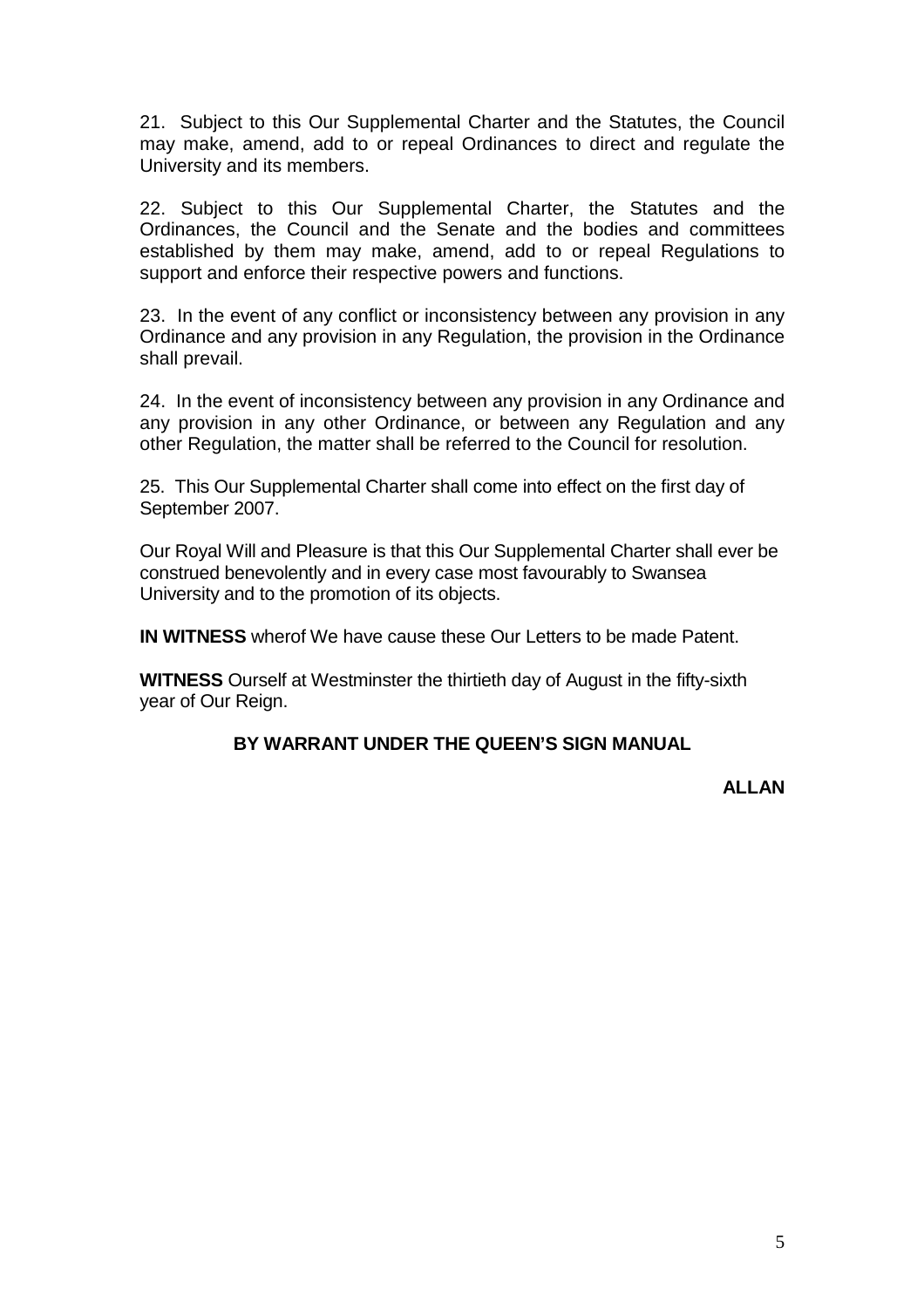21. Subject to this Our Supplemental Charter and the Statutes, the Council may make, amend, add to or repeal Ordinances to direct and regulate the University and its members.

22. Subject to this Our Supplemental Charter, the Statutes and the Ordinances, the Council and the Senate and the bodies and committees established by them may make, amend, add to or repeal Regulations to support and enforce their respective powers and functions.

23. In the event of any conflict or inconsistency between any provision in any Ordinance and any provision in any Regulation, the provision in the Ordinance shall prevail.

24. In the event of inconsistency between any provision in any Ordinance and any provision in any other Ordinance, or between any Regulation and any other Regulation, the matter shall be referred to the Council for resolution.

25. This Our Supplemental Charter shall come into effect on the first day of September 2007.

Our Royal Will and Pleasure is that this Our Supplemental Charter shall ever be construed benevolently and in every case most favourably to Swansea University and to the promotion of its objects.

**IN WITNESS** wherof We have cause these Our Letters to be made Patent.

**WITNESS** Ourself at Westminster the thirtieth day of August in the fifty-sixth year of Our Reign.

**BY WARRANT UNDER THE QUEEN'S SIGN MANUAL**

**ALLAN**